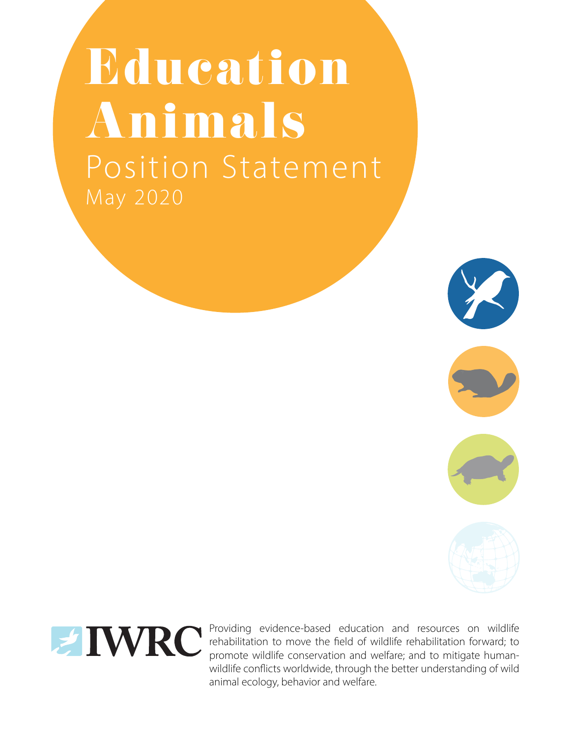# Education Animals

## Position Statement

May 2020

IWRC

Providing evidence-based education and resources on wildlife rehabilitation to move the field of wildlife rehabilitation forward; to promote wildlife conservation and welfare; and to mitigate human-wildlife conflicts worldwide, through the better understanding of wild animal ecology, behavior and welfare.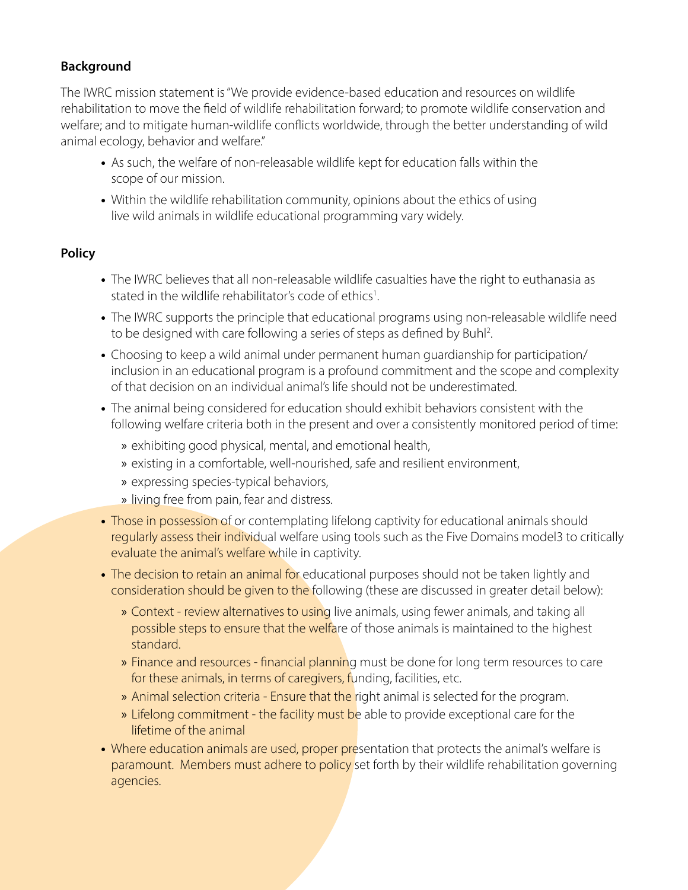**Background**

The IWRC mission statement is "We provide evidence-based education and resources on wildlife rehabilitation to move the field of wildlife rehabilitation forward; to promote wildlife conservation and welfare; and to mitigate human-wildlife conflicts worldwide, through the better understanding of wild animal ecology, behavior and welfare."

- As such, the welfare of non-releasable wildlife kept for education falls within the scope of our mission.
- Within the wildlife rehabilitation community, opinions about the ethics of using live wild animals in wildlife educational programming vary widely.

**Policy**

- The IWRC believes that all non-releasable wildlife casualties have the right to euthanasia as stated in the wildlife rehabilitator's code of ethics[1].
- The IWRC supports the principle that educational programs using non-releasable wildlife need to be designed with care following a series of steps as defined by Buhl[2].
- Choosing to keep a wild animal under permanent human guardianship for participation/ inclusion in an educational program is a profound commitment and the scope and complexity of that decision on an individual animal's life should not be underestimated.
- The animal being considered for education should exhibit behaviors consistent with the following welfare criteria both in the present and over a consistently monitored period of time:
  - exhibiting good physical, mental, and emotional health,
  - existing in a comfortable, well-nourished, safe and resilient environment,
  - expressing species-typical behaviors,
  - living free from pain, fear and distress.
- Those in possession of or contemplating lifelong captivity for educational animals should regularly assess their individual welfare using tools such as the Five Domains model3 to critically evaluate the animal's welfare while in captivity.
- The decision to retain an animal for educational purposes should not be taken lightly and consideration should be given to the following (these are discussed in greater detail below):
  - Context - review alternatives to using live animals, using fewer animals, and taking all possible steps to ensure that the welfare of those animals is maintained to the highest standard.
  - Finance and resources - financial planning must be done for long term resources to care for these animals, in terms of caregivers, funding, facilities, etc.
  - Animal selection criteria - Ensure that the right animal is selected for the program.
  - Lifelong commitment - the facility must be able to provide exceptional care for the lifetime of the animal
- Where education animals are used, proper presentation that protects the animal's welfare is paramount. Members must adhere to policy set forth by their wildlife rehabilitation governing agencies.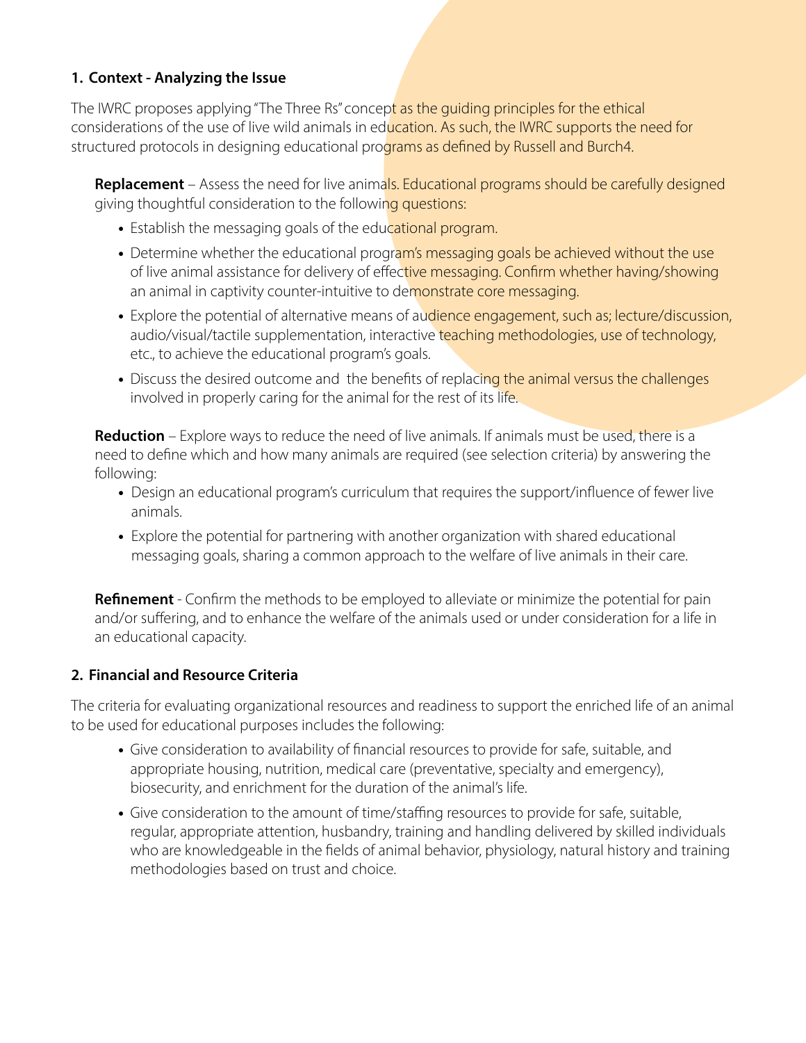## 1. Context - Analyzing the Issue

The IWRC proposes applying "The Three Rs" concept as the guiding principles for the ethical considerations of the use of live wild animals in education. As such, the IWRC supports the need for structured protocols in designing educational programs as defined by Russell and Burch4.

**Replacement** – Assess the need for live animals. Educational programs should be carefully designed giving thoughtful consideration to the following questions:

- Establish the messaging goals of the educational program.
- Determine whether the educational program's messaging goals be achieved without the use of live animal assistance for delivery of effective messaging. Confirm whether having/showing an animal in captivity counter-intuitive to demonstrate core messaging.
- Explore the potential of alternative means of audience engagement, such as; lecture/discussion, audio/visual/tactile supplementation, interactive teaching methodologies, use of technology, etc., to achieve the educational program's goals.
- Discuss the desired outcome and the benefits of replacing the animal versus the challenges involved in properly caring for the animal for the rest of its life.

**Reduction** – Explore ways to reduce the need of live animals. If animals must be used, there is a need to define which and how many animals are required (see selection criteria) by answering the following:

- Design an educational program's curriculum that requires the support/influence of fewer live animals.
- Explore the potential for partnering with another organization with shared educational messaging goals, sharing a common approach to the welfare of live animals in their care.

**Refinement** - Confirm the methods to be employed to alleviate or minimize the potential for pain and/or suffering, and to enhance the welfare of the animals used or under consideration for a life in an educational capacity.

## 2. Financial and Resource Criteria

The criteria for evaluating organizational resources and readiness to support the enriched life of an animal to be used for educational purposes includes the following:

- Give consideration to availability of financial resources to provide for safe, suitable, and appropriate housing, nutrition, medical care (preventative, specialty and emergency), biosecurity, and enrichment for the duration of the animal's life.
- Give consideration to the amount of time/staffing resources to provide for safe, suitable, regular, appropriate attention, husbandry, training and handling delivered by skilled individuals who are knowledgeable in the fields of animal behavior, physiology, natural history and training methodologies based on trust and choice.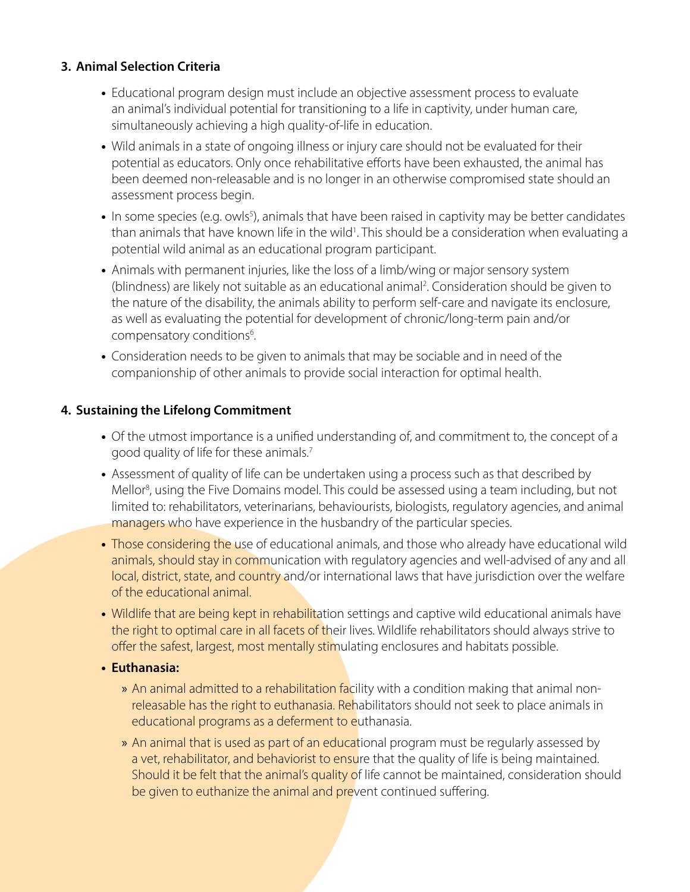### 3. Animal Selection Criteria

- Educational program design must include an objective assessment process to evaluate an animal's individual potential for transitioning to a life in captivity, under human care, simultaneously achieving a high quality-of-life in education.
- Wild animals in a state of ongoing illness or injury care should not be evaluated for their potential as educators. Only once rehabilitative efforts have been exhausted, the animal has been deemed non-releasable and is no longer in an otherwise compromised state should an assessment process begin.
- In some species (e.g. owls[5]), animals that have been raised in captivity may be better candidates than animals that have known life in the wild[1]. This should be a consideration when evaluating a potential wild animal as an educational program participant.
- Animals with permanent injuries, like the loss of a limb/wing or major sensory system (blindness) are likely not suitable as an educational animal[2]. Consideration should be given to the nature of the disability, the animals ability to perform self-care and navigate its enclosure, as well as evaluating the potential for development of chronic/long-term pain and/or compensatory conditions[6].
- Consideration needs to be given to animals that may be sociable and in need of the companionship of other animals to provide social interaction for optimal health.

### 4. Sustaining the Lifelong Commitment

- Of the utmost importance is a unified understanding of, and commitment to, the concept of a good quality of life for these animals.[7]
- Assessment of quality of life can be undertaken using a process such as that described by Mellor[8], using the Five Domains model. This could be assessed using a team including, but not limited to: rehabilitators, veterinarians, behaviourists, biologists, regulatory agencies, and animal managers who have experience in the husbandry of the particular species.
- Those considering the use of educational animals, and those who already have educational wild animals, should stay in communication with regulatory agencies and well-advised of any and all local, district, state, and country and/or international laws that have jurisdiction over the welfare of the educational animal.
- Wildlife that are being kept in rehabilitation settings and captive wild educational animals have the right to optimal care in all facets of their lives. Wildlife rehabilitators should always strive to offer the safest, largest, most mentally stimulating enclosures and habitats possible.
- **Euthanasia:**
  - An animal admitted to a rehabilitation facility with a condition making that animal non-releasable has the right to euthanasia. Rehabilitators should not seek to place animals in educational programs as a deferment to euthanasia.
  - An animal that is used as part of an educational program must be regularly assessed by a vet, rehabilitator, and behaviorist to ensure that the quality of life is being maintained. Should it be felt that the animal's quality of life cannot be maintained, consideration should be given to euthanize the animal and prevent continued suffering.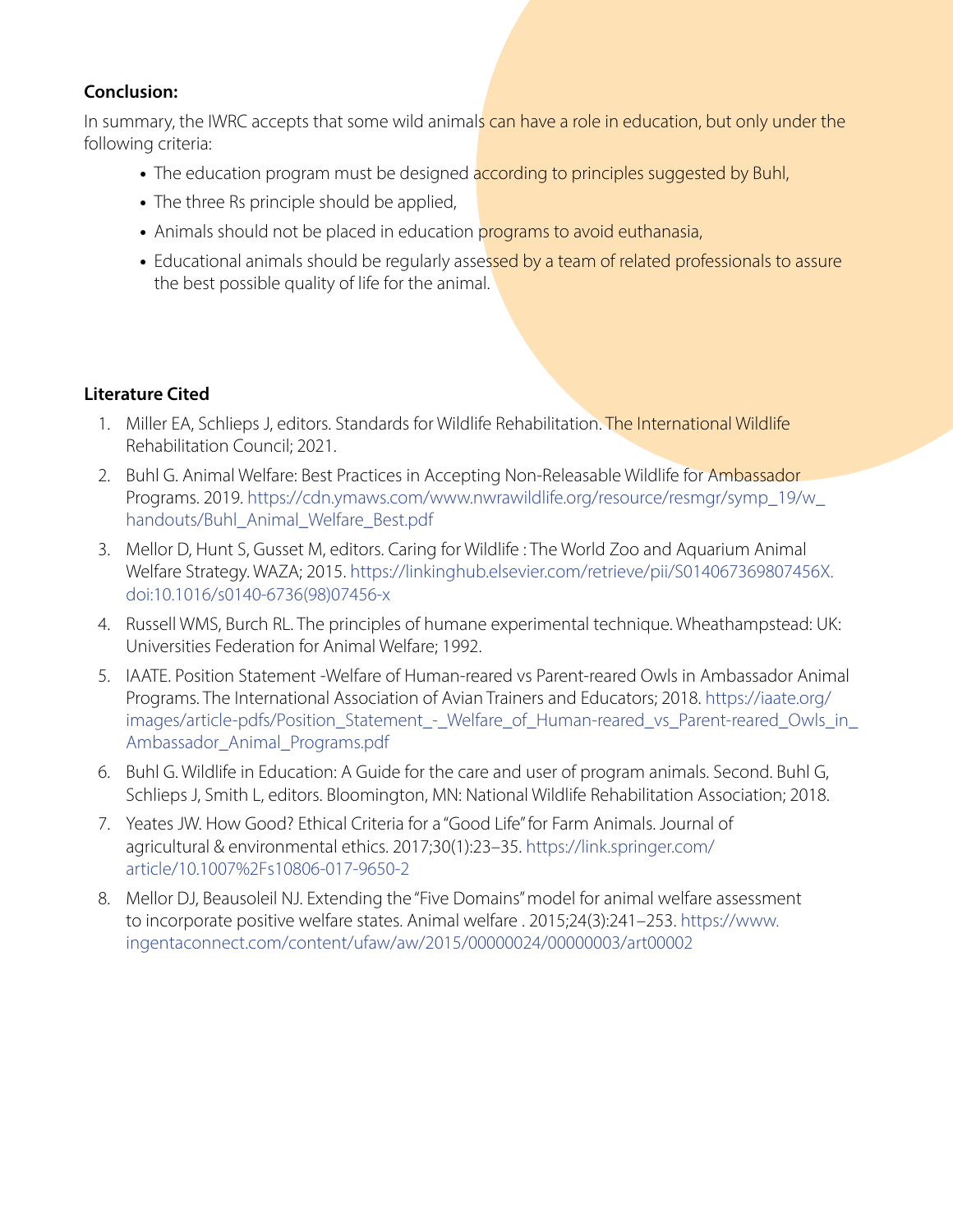**Conclusion:**

In summary, the IWRC accepts that some wild animals can have a role in education, but only under the following criteria:

- The education program must be designed according to principles suggested by Buhl,
- The three Rs principle should be applied,
- Animals should not be placed in education programs to avoid euthanasia,
- Educational animals should be regularly assessed by a team of related professionals to assure the best possible quality of life for the animal.

**Literature Cited**

1. Miller EA, Schlieps J, editors. Standards for Wildlife Rehabilitation. The International Wildlife Rehabilitation Council; 2021.
2. Buhl G. Animal Welfare: Best Practices in Accepting Non-Releasable Wildlife for Ambassador Programs. 2019. https://cdn.ymaws.com/www.nwrawildlife.org/resource/resmgr/symp_19/w_handouts/Buhl_Animal_Welfare_Best.pdf
3. Mellor D, Hunt S, Gusset M, editors. Caring for Wildlife : The World Zoo and Aquarium Animal Welfare Strategy. WAZA; 2015. https://linkinghub.elsevier.com/retrieve/pii/S014067369807456X. doi:10.1016/s0140-6736(98)07456-x
4. Russell WMS, Burch RL. The principles of humane experimental technique. Wheathampstead: UK: Universities Federation for Animal Welfare; 1992.
5. IAATE. Position Statement -Welfare of Human-reared vs Parent-reared Owls in Ambassador Animal Programs. The International Association of Avian Trainers and Educators; 2018. https://iaate.org/images/article-pdfs/Position_Statement_-_Welfare_of_Human-reared_vs_Parent-reared_Owls_in_Ambassador_Animal_Programs.pdf
6. Buhl G. Wildlife in Education: A Guide for the care and user of program animals. Second. Buhl G, Schlieps J, Smith L, editors. Bloomington, MN: National Wildlife Rehabilitation Association; 2018.
7. Yeates JW. How Good? Ethical Criteria for a "Good Life" for Farm Animals. Journal of agricultural & environmental ethics. 2017;30(1):23–35. https://link.springer.com/article/10.1007%2Fs10806-017-9650-2
8. Mellor DJ, Beausoleil NJ. Extending the "Five Domains" model for animal welfare assessment to incorporate positive welfare states. Animal welfare . 2015;24(3):241–253. https://www.ingentaconnect.com/content/ufaw/aw/2015/00000024/00000003/art00002